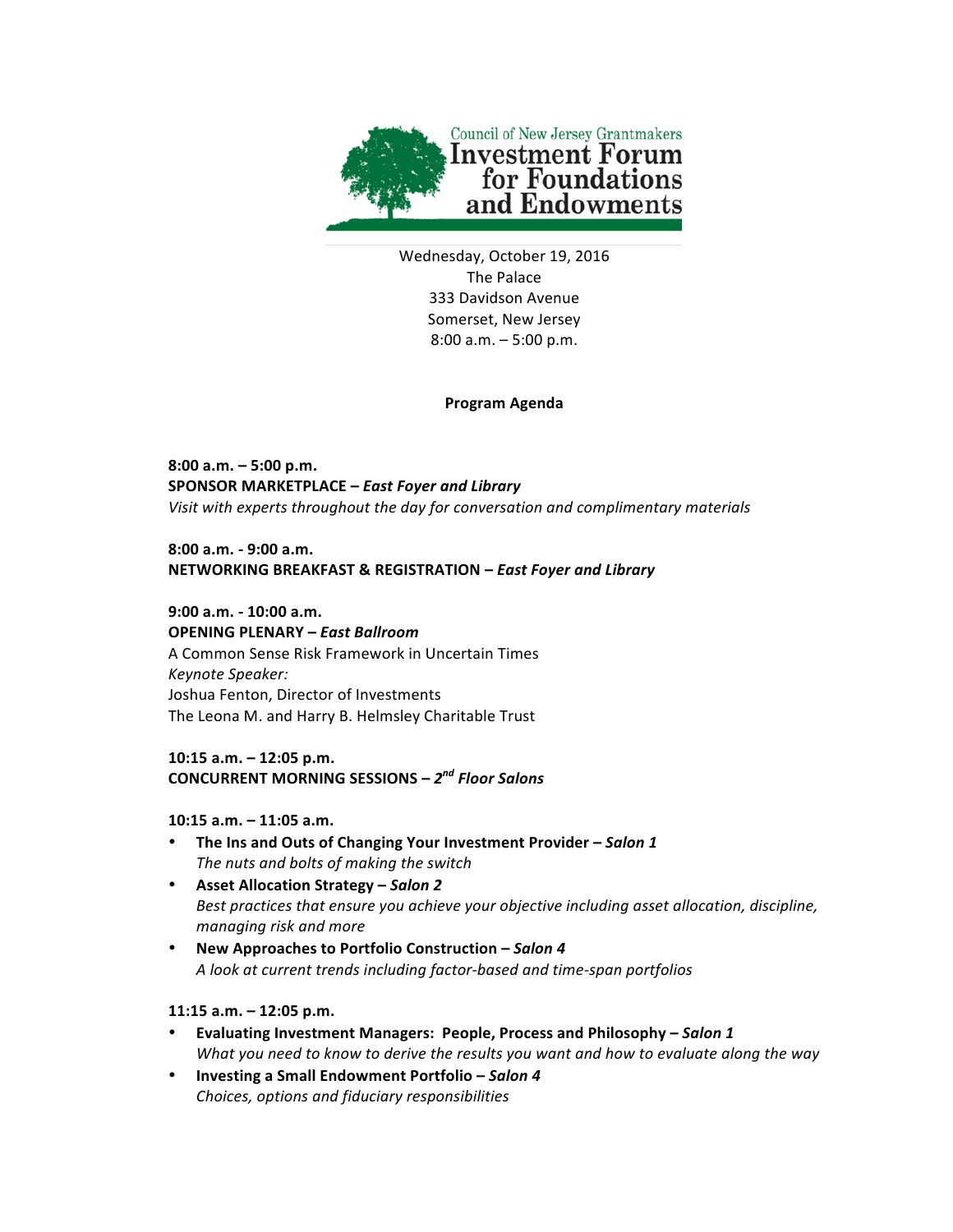Council of New Jersey Grantmakers

# Investment Forum for Foundations and Endowments

Wednesday, October 19, 2016
The Palace
333 Davidson Avenue
Somerset, New Jersey
8:00 a.m. – 5:00 p.m.

## Program Agenda

**8:00 a.m. – 5:00 p.m.**
**SPONSOR MARKETPLACE – *East Foyer and Library***
*Visit with experts throughout the day for conversation and complimentary materials*

**8:00 a.m. - 9:00 a.m.**
**NETWORKING BREAKFAST & REGISTRATION – *East Foyer and Library***

**9:00 a.m. - 10:00 a.m.**
**OPENING PLENARY – *East Ballroom***
A Common Sense Risk Framework in Uncertain Times
*Keynote Speaker:*
Joshua Fenton, Director of Investments
The Leona M. and Harry B. Helmsley Charitable Trust

**10:15 a.m. – 12:05 p.m.**
**CONCURRENT MORNING SESSIONS – *2nd Floor Salons***

**10:15 a.m. – 11:05 a.m.**

- **The Ins and Outs of Changing Your Investment Provider – *Salon 1***
  *The nuts and bolts of making the switch*
- **Asset Allocation Strategy – *Salon 2***
  *Best practices that ensure you achieve your objective including asset allocation, discipline, managing risk and more*
- **New Approaches to Portfolio Construction – *Salon 4***
  *A look at current trends including factor-based and time-span portfolios*

**11:15 a.m. – 12:05 p.m.**

- **Evaluating Investment Managers: People, Process and Philosophy – *Salon 1***
  *What you need to know to derive the results you want and how to evaluate along the way*
- **Investing a Small Endowment Portfolio – *Salon 4***
  *Choices, options and fiduciary responsibilities*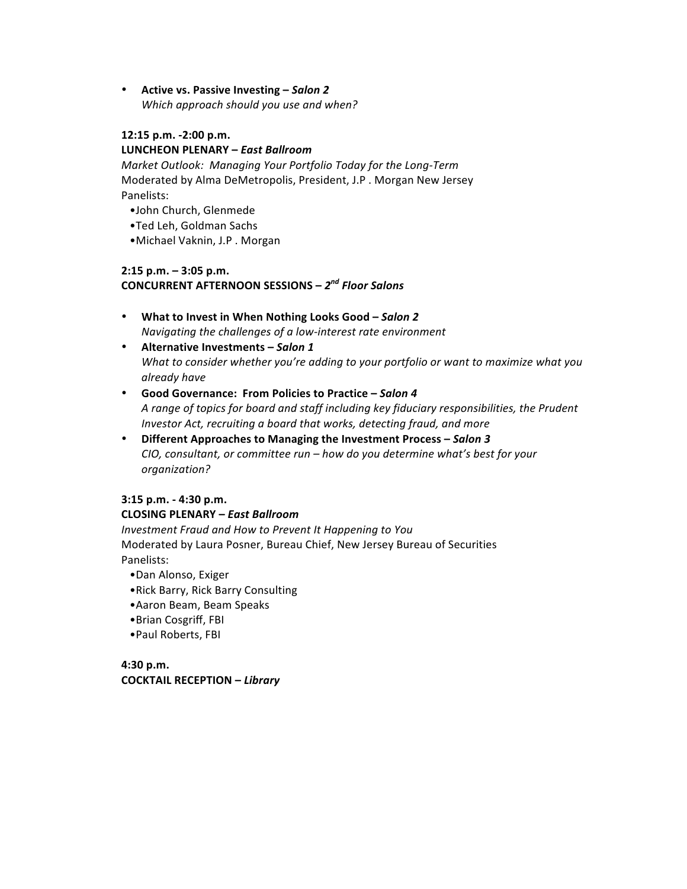- **Active vs. Passive Investing – *Salon 2***
  *Which approach should you use and when?*

**12:15 p.m. -2:00 p.m.**
**LUNCHEON PLENARY – *East Ballroom***
*Market Outlook: Managing Your Portfolio Today for the Long-Term*
Moderated by Alma DeMetropolis, President, J.P . Morgan New Jersey
Panelists:
- John Church, Glenmede
- Ted Leh, Goldman Sachs
- Michael Vaknin, J.P . Morgan

**2:15 p.m. – 3:05 p.m.**
**CONCURRENT AFTERNOON SESSIONS – *2nd Floor Salons***

- **What to Invest in When Nothing Looks Good – *Salon 2***
  *Navigating the challenges of a low-interest rate environment*
- **Alternative Investments – *Salon 1***
  *What to consider whether you're adding to your portfolio or want to maximize what you already have*
- **Good Governance: From Policies to Practice – *Salon 4***
  *A range of topics for board and staff including key fiduciary responsibilities, the Prudent Investor Act, recruiting a board that works, detecting fraud, and more*
- **Different Approaches to Managing the Investment Process – *Salon 3***
  *CIO, consultant, or committee run – how do you determine what's best for your organization?*

**3:15 p.m. - 4:30 p.m.**
**CLOSING PLENARY – *East Ballroom***
*Investment Fraud and How to Prevent It Happening to You*
Moderated by Laura Posner, Bureau Chief, New Jersey Bureau of Securities
Panelists:
- Dan Alonso, Exiger
- Rick Barry, Rick Barry Consulting
- Aaron Beam, Beam Speaks
- Brian Cosgriff, FBI
- Paul Roberts, FBI

**4:30 p.m.**
**COCKTAIL RECEPTION – *Library***